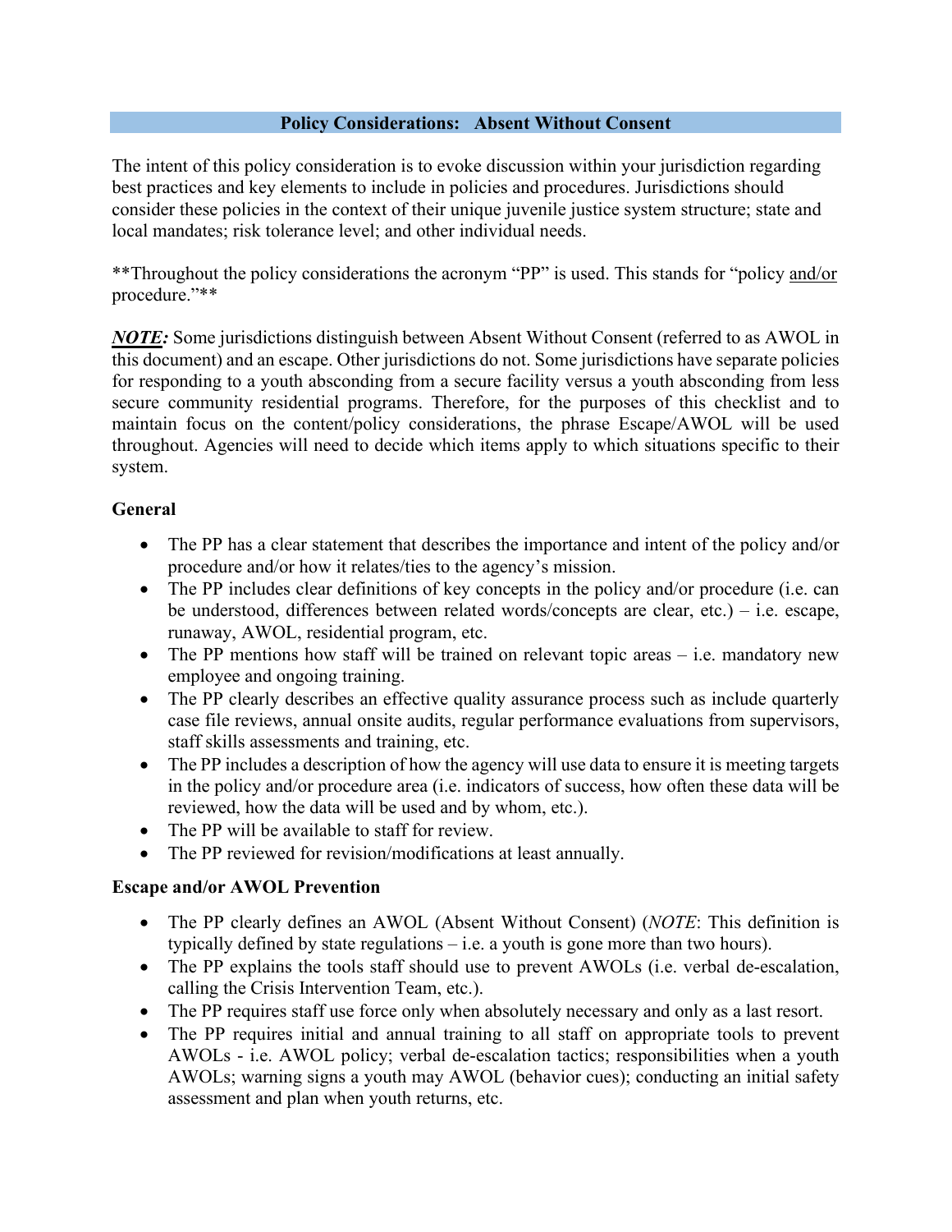## Policy Considerations: Absent Without Consent

The intent of this policy consideration is to evoke discussion within your jurisdiction regarding best practices and key elements to include in policies and procedures. Jurisdictions should consider these policies in the context of their unique juvenile justice system structure; state and local mandates; risk tolerance level; and other individual needs.

**Throughout the policy considerations the acronym "PP" is used. This stands for "policy and/or procedure."**

***NOTE:*** Some jurisdictions distinguish between Absent Without Consent (referred to as AWOL in this document) and an escape. Other jurisdictions do not. Some jurisdictions have separate policies for responding to a youth absconding from a secure facility versus a youth absconding from less secure community residential programs. Therefore, for the purposes of this checklist and to maintain focus on the content/policy considerations, the phrase Escape/AWOL will be used throughout. Agencies will need to decide which items apply to which situations specific to their system.

### General

- The PP has a clear statement that describes the importance and intent of the policy and/or procedure and/or how it relates/ties to the agency's mission.
- The PP includes clear definitions of key concepts in the policy and/or procedure (i.e. can be understood, differences between related words/concepts are clear, etc.) – i.e. escape, runaway, AWOL, residential program, etc.
- The PP mentions how staff will be trained on relevant topic areas – i.e. mandatory new employee and ongoing training.
- The PP clearly describes an effective quality assurance process such as include quarterly case file reviews, annual onsite audits, regular performance evaluations from supervisors, staff skills assessments and training, etc.
- The PP includes a description of how the agency will use data to ensure it is meeting targets in the policy and/or procedure area (i.e. indicators of success, how often these data will be reviewed, how the data will be used and by whom, etc.).
- The PP will be available to staff for review.
- The PP reviewed for revision/modifications at least annually.

### Escape and/or AWOL Prevention

- The PP clearly defines an AWOL (Absent Without Consent) (*NOTE*: This definition is typically defined by state regulations – i.e. a youth is gone more than two hours).
- The PP explains the tools staff should use to prevent AWOLs (i.e. verbal de-escalation, calling the Crisis Intervention Team, etc.).
- The PP requires staff use force only when absolutely necessary and only as a last resort.
- The PP requires initial and annual training to all staff on appropriate tools to prevent AWOLs - i.e. AWOL policy; verbal de-escalation tactics; responsibilities when a youth AWOLs; warning signs a youth may AWOL (behavior cues); conducting an initial safety assessment and plan when youth returns, etc.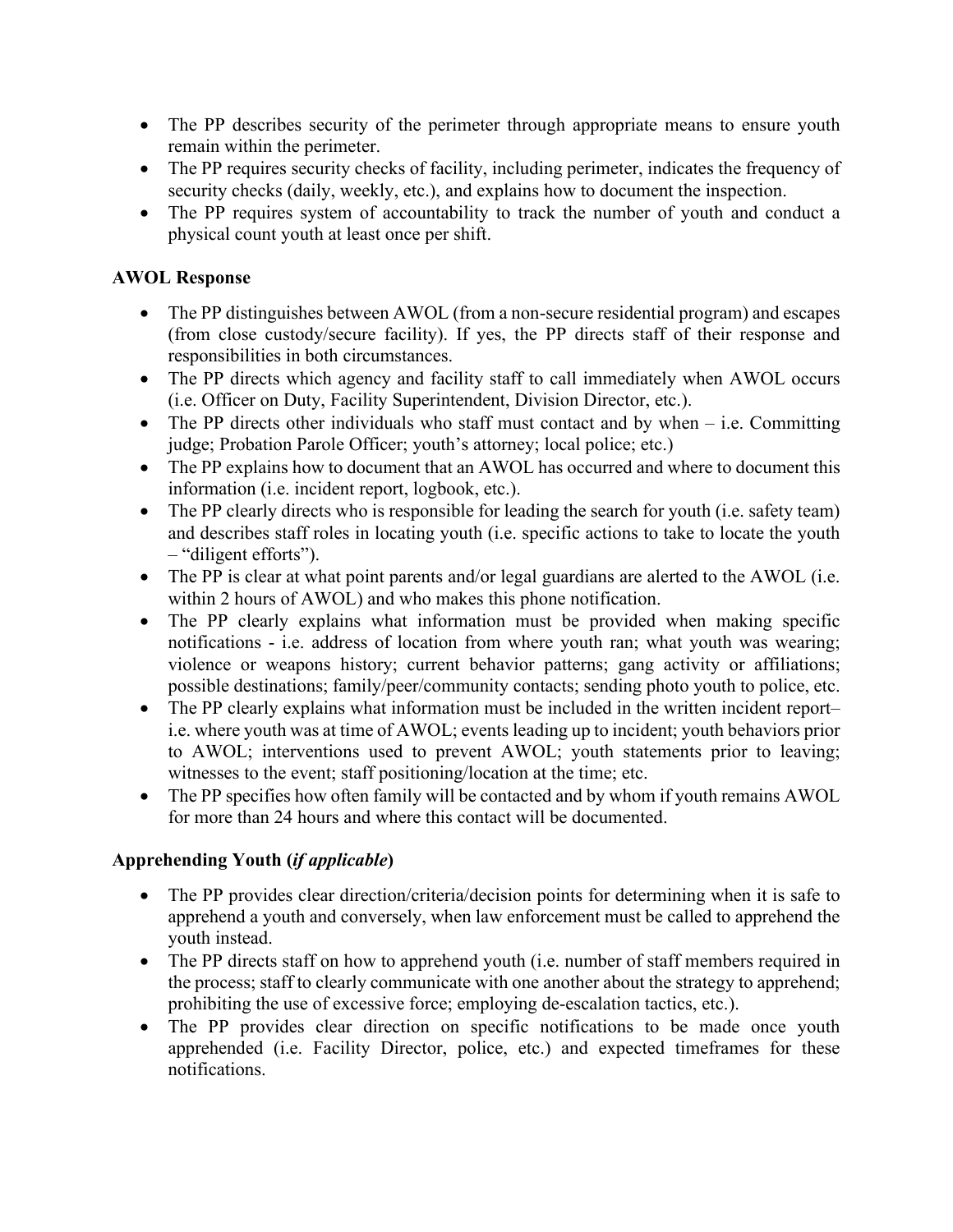- The PP describes security of the perimeter through appropriate means to ensure youth remain within the perimeter.
- The PP requires security checks of facility, including perimeter, indicates the frequency of security checks (daily, weekly, etc.), and explains how to document the inspection.
- The PP requires system of accountability to track the number of youth and conduct a physical count youth at least once per shift.

**AWOL Response**

- The PP distinguishes between AWOL (from a non-secure residential program) and escapes (from close custody/secure facility). If yes, the PP directs staff of their response and responsibilities in both circumstances.
- The PP directs which agency and facility staff to call immediately when AWOL occurs (i.e. Officer on Duty, Facility Superintendent, Division Director, etc.).
- The PP directs other individuals who staff must contact and by when – i.e. Committing judge; Probation Parole Officer; youth's attorney; local police; etc.)
- The PP explains how to document that an AWOL has occurred and where to document this information (i.e. incident report, logbook, etc.).
- The PP clearly directs who is responsible for leading the search for youth (i.e. safety team) and describes staff roles in locating youth (i.e. specific actions to take to locate the youth – "diligent efforts").
- The PP is clear at what point parents and/or legal guardians are alerted to the AWOL (i.e. within 2 hours of AWOL) and who makes this phone notification.
- The PP clearly explains what information must be provided when making specific notifications - i.e. address of location from where youth ran; what youth was wearing; violence or weapons history; current behavior patterns; gang activity or affiliations; possible destinations; family/peer/community contacts; sending photo youth to police, etc.
- The PP clearly explains what information must be included in the written incident report– i.e. where youth was at time of AWOL; events leading up to incident; youth behaviors prior to AWOL; interventions used to prevent AWOL; youth statements prior to leaving; witnesses to the event; staff positioning/location at the time; etc.
- The PP specifies how often family will be contacted and by whom if youth remains AWOL for more than 24 hours and where this contact will be documented.

**Apprehending Youth (*if applicable*)**

- The PP provides clear direction/criteria/decision points for determining when it is safe to apprehend a youth and conversely, when law enforcement must be called to apprehend the youth instead.
- The PP directs staff on how to apprehend youth (i.e. number of staff members required in the process; staff to clearly communicate with one another about the strategy to apprehend; prohibiting the use of excessive force; employing de-escalation tactics, etc.).
- The PP provides clear direction on specific notifications to be made once youth apprehended (i.e. Facility Director, police, etc.) and expected timeframes for these notifications.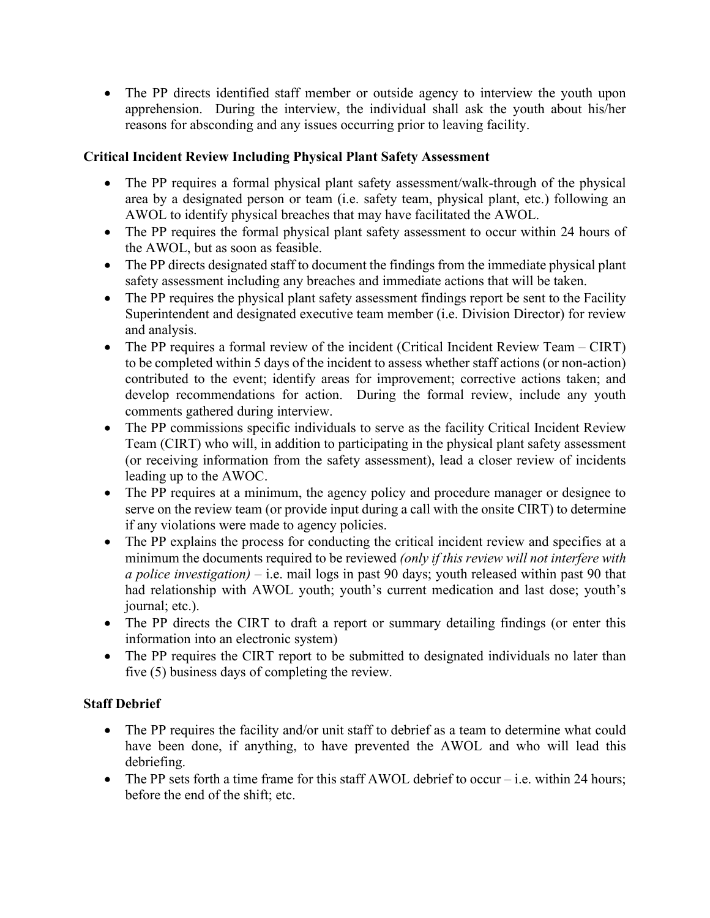- The PP directs identified staff member or outside agency to interview the youth upon apprehension. During the interview, the individual shall ask the youth about his/her reasons for absconding and any issues occurring prior to leaving facility.

**Critical Incident Review Including Physical Plant Safety Assessment**

- The PP requires a formal physical plant safety assessment/walk-through of the physical area by a designated person or team (i.e. safety team, physical plant, etc.) following an AWOL to identify physical breaches that may have facilitated the AWOL.
- The PP requires the formal physical plant safety assessment to occur within 24 hours of the AWOL, but as soon as feasible.
- The PP directs designated staff to document the findings from the immediate physical plant safety assessment including any breaches and immediate actions that will be taken.
- The PP requires the physical plant safety assessment findings report be sent to the Facility Superintendent and designated executive team member (i.e. Division Director) for review and analysis.
- The PP requires a formal review of the incident (Critical Incident Review Team – CIRT) to be completed within 5 days of the incident to assess whether staff actions (or non-action) contributed to the event; identify areas for improvement; corrective actions taken; and develop recommendations for action. During the formal review, include any youth comments gathered during interview.
- The PP commissions specific individuals to serve as the facility Critical Incident Review Team (CIRT) who will, in addition to participating in the physical plant safety assessment (or receiving information from the safety assessment), lead a closer review of incidents leading up to the AWOC.
- The PP requires at a minimum, the agency policy and procedure manager or designee to serve on the review team (or provide input during a call with the onsite CIRT) to determine if any violations were made to agency policies.
- The PP explains the process for conducting the critical incident review and specifies at a minimum the documents required to be reviewed *(only if this review will not interfere with a police investigation)* – i.e. mail logs in past 90 days; youth released within past 90 that had relationship with AWOL youth; youth's current medication and last dose; youth's journal; etc.).
- The PP directs the CIRT to draft a report or summary detailing findings (or enter this information into an electronic system)
- The PP requires the CIRT report to be submitted to designated individuals no later than five (5) business days of completing the review.

**Staff Debrief**

- The PP requires the facility and/or unit staff to debrief as a team to determine what could have been done, if anything, to have prevented the AWOL and who will lead this debriefing.
- The PP sets forth a time frame for this staff AWOL debrief to occur – i.e. within 24 hours; before the end of the shift; etc.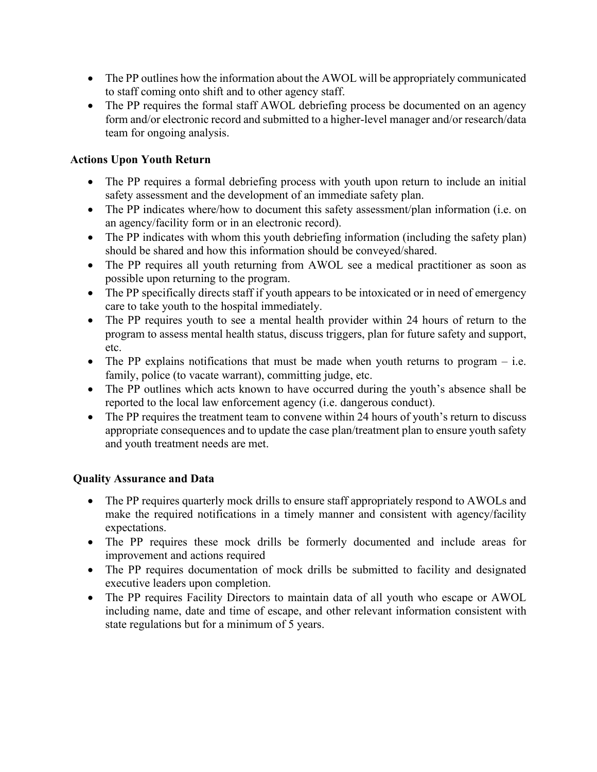- The PP outlines how the information about the AWOL will be appropriately communicated to staff coming onto shift and to other agency staff.
- The PP requires the formal staff AWOL debriefing process be documented on an agency form and/or electronic record and submitted to a higher-level manager and/or research/data team for ongoing analysis.

### Actions Upon Youth Return

- The PP requires a formal debriefing process with youth upon return to include an initial safety assessment and the development of an immediate safety plan.
- The PP indicates where/how to document this safety assessment/plan information (i.e. on an agency/facility form or in an electronic record).
- The PP indicates with whom this youth debriefing information (including the safety plan) should be shared and how this information should be conveyed/shared.
- The PP requires all youth returning from AWOL see a medical practitioner as soon as possible upon returning to the program.
- The PP specifically directs staff if youth appears to be intoxicated or in need of emergency care to take youth to the hospital immediately.
- The PP requires youth to see a mental health provider within 24 hours of return to the program to assess mental health status, discuss triggers, plan for future safety and support, etc.
- The PP explains notifications that must be made when youth returns to program – i.e. family, police (to vacate warrant), committing judge, etc.
- The PP outlines which acts known to have occurred during the youth's absence shall be reported to the local law enforcement agency (i.e. dangerous conduct).
- The PP requires the treatment team to convene within 24 hours of youth's return to discuss appropriate consequences and to update the case plan/treatment plan to ensure youth safety and youth treatment needs are met.

### Quality Assurance and Data

- The PP requires quarterly mock drills to ensure staff appropriately respond to AWOLs and make the required notifications in a timely manner and consistent with agency/facility expectations.
- The PP requires these mock drills be formerly documented and include areas for improvement and actions required
- The PP requires documentation of mock drills be submitted to facility and designated executive leaders upon completion.
- The PP requires Facility Directors to maintain data of all youth who escape or AWOL including name, date and time of escape, and other relevant information consistent with state regulations but for a minimum of 5 years.